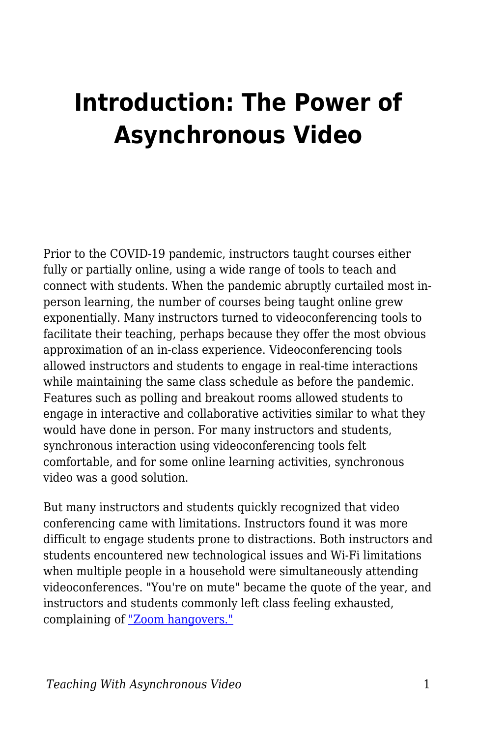# Introduction: The Power of Asynchronous Video

Prior to the COVID-19 pandemic, instructors taught courses either fully or partially online, using a wide range of tools to teach and connect with students. When the pandemic abruptly curtailed most in-person learning, the number of courses being taught online grew exponentially. Many instructors turned to videoconferencing tools to facilitate their teaching, perhaps because they offer the most obvious approximation of an in-class experience. Videoconferencing tools allowed instructors and students to engage in real-time interactions while maintaining the same class schedule as before the pandemic. Features such as polling and breakout rooms allowed students to engage in interactive and collaborative activities similar to what they would have done in person. For many instructors and students, synchronous interaction using videoconferencing tools felt comfortable, and for some online learning activities, synchronous video was a good solution.

But many instructors and students quickly recognized that video conferencing came with limitations. Instructors found it was more difficult to engage students prone to distractions. Both instructors and students encountered new technological issues and Wi-Fi limitations when multiple people in a household were simultaneously attending videoconferences. "You're on mute" became the quote of the year, and instructors and students commonly left class feeling exhausted, complaining of "Zoom hangovers."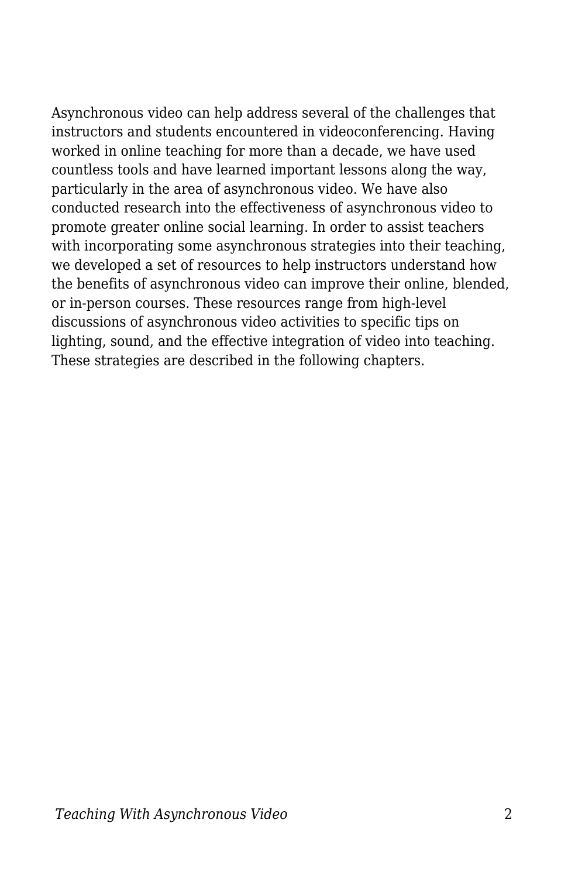Asynchronous video can help address several of the challenges that instructors and students encountered in videoconferencing. Having worked in online teaching for more than a decade, we have used countless tools and have learned important lessons along the way, particularly in the area of asynchronous video. We have also conducted research into the effectiveness of asynchronous video to promote greater online social learning. In order to assist teachers with incorporating some asynchronous strategies into their teaching, we developed a set of resources to help instructors understand how the benefits of asynchronous video can improve their online, blended, or in-person courses. These resources range from high-level discussions of asynchronous video activities to specific tips on lighting, sound, and the effective integration of video into teaching. These strategies are described in the following chapters.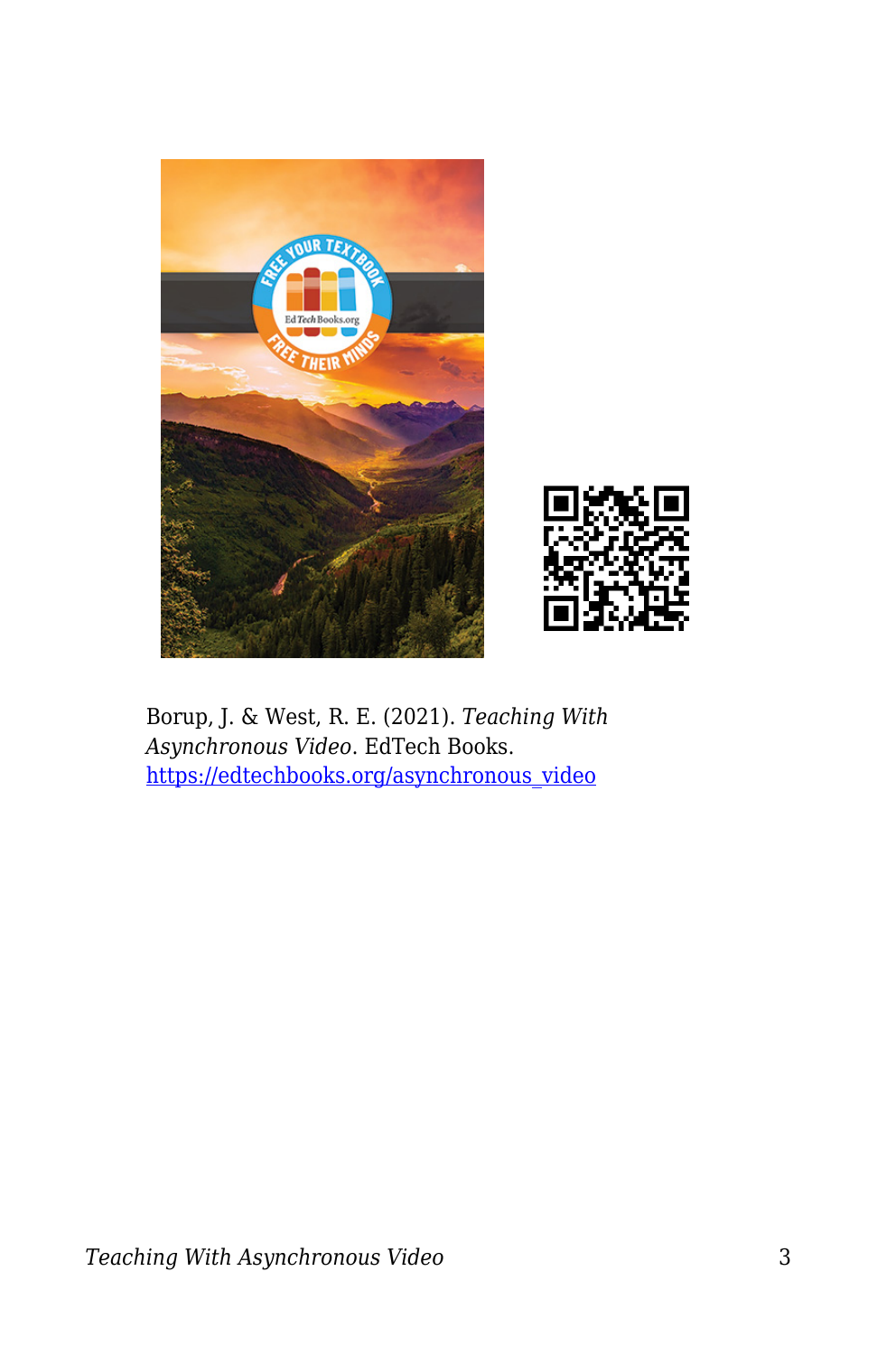Borup, J. & West, R. E. (2021). *Teaching With Asynchronous Video*. EdTech Books. [https://edtechbooks.org/asynchronous_video](https://edtechbooks.org/asynchronous_video)